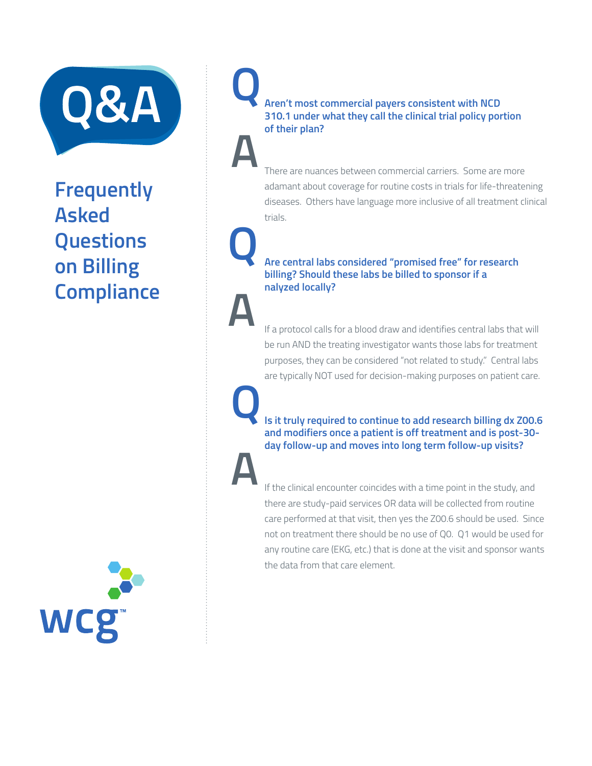# Q&A

## Frequently Asked Questions on Billing Compliance

**Q** **Aren't most commercial payers consistent with NCD 310.1 under what they call the clinical trial policy portion of their plan?**

**A** There are nuances between commercial carriers. Some are more adamant about coverage for routine costs in trials for life-threatening diseases. Others have language more inclusive of all treatment clinical trials.

**Q** **Are central labs considered "promised free" for research billing? Should these labs be billed to sponsor if a nalyzed locally?**

**A** If a protocol calls for a blood draw and identifies central labs that will be run AND the treating investigator wants those labs for treatment purposes, they can be considered "not related to study." Central labs are typically NOT used for decision-making purposes on patient care.

**Q** **Is it truly required to continue to add research billing dx Z00.6 and modifiers once a patient is off treatment and is post-30-day follow-up and moves into long term follow-up visits?**

**A** If the clinical encounter coincides with a time point in the study, and there are study-paid services OR data will be collected from routine care performed at that visit, then yes the Z00.6 should be used. Since not on treatment there should be no use of Q0. Q1 would be used for any routine care (EKG, etc.) that is done at the visit and sponsor wants the data from that care element.

wcg™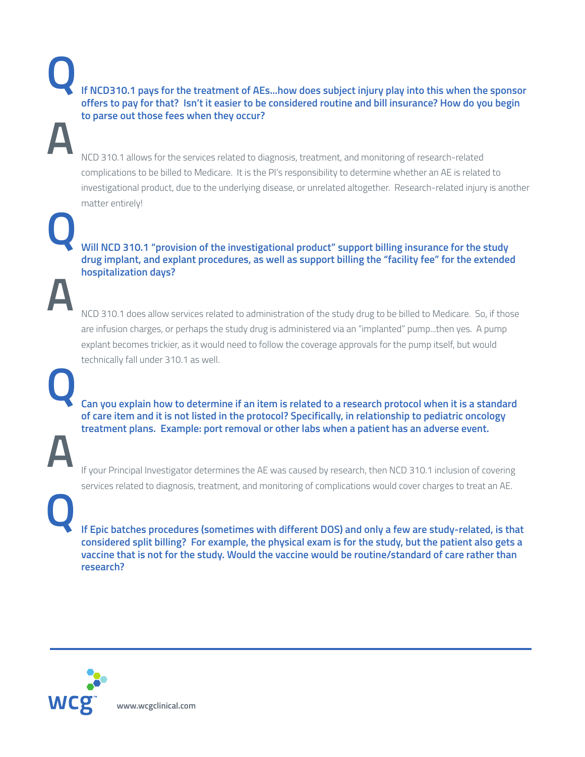**Q**

**If NCD310.1 pays for the treatment of AEs...how does subject injury play into this when the sponsor offers to pay for that? Isn't it easier to be considered routine and bill insurance? How do you begin to parse out those fees when they occur?**

**A**

NCD 310.1 allows for the services related to diagnosis, treatment, and monitoring of research-related complications to be billed to Medicare. It is the PI's responsibility to determine whether an AE is related to investigational product, due to the underlying disease, or unrelated altogether. Research-related injury is another matter entirely!

**Q**

**Will NCD 310.1 "provision of the investigational product" support billing insurance for the study drug implant, and explant procedures, as well as support billing the "facility fee" for the extended hospitalization days?**

**A**

NCD 310.1 does allow services related to administration of the study drug to be billed to Medicare. So, if those are infusion charges, or perhaps the study drug is administered via an "implanted" pump...then yes. A pump explant becomes trickier, as it would need to follow the coverage approvals for the pump itself, but would technically fall under 310.1 as well.

**Q**

**Can you explain how to determine if an item is related to a research protocol when it is a standard of care item and it is not listed in the protocol? Specifically, in relationship to pediatric oncology treatment plans. Example: port removal or other labs when a patient has an adverse event.**

**A**

If your Principal Investigator determines the AE was caused by research, then NCD 310.1 inclusion of covering services related to diagnosis, treatment, and monitoring of complications would cover charges to treat an AE.

**Q**

**If Epic batches procedures (sometimes with different DOS) and only a few are study-related, is that considered split billing? For example, the physical exam is for the study, but the patient also gets a vaccine that is not for the study. Would the vaccine would be routine/standard of care rather than research?**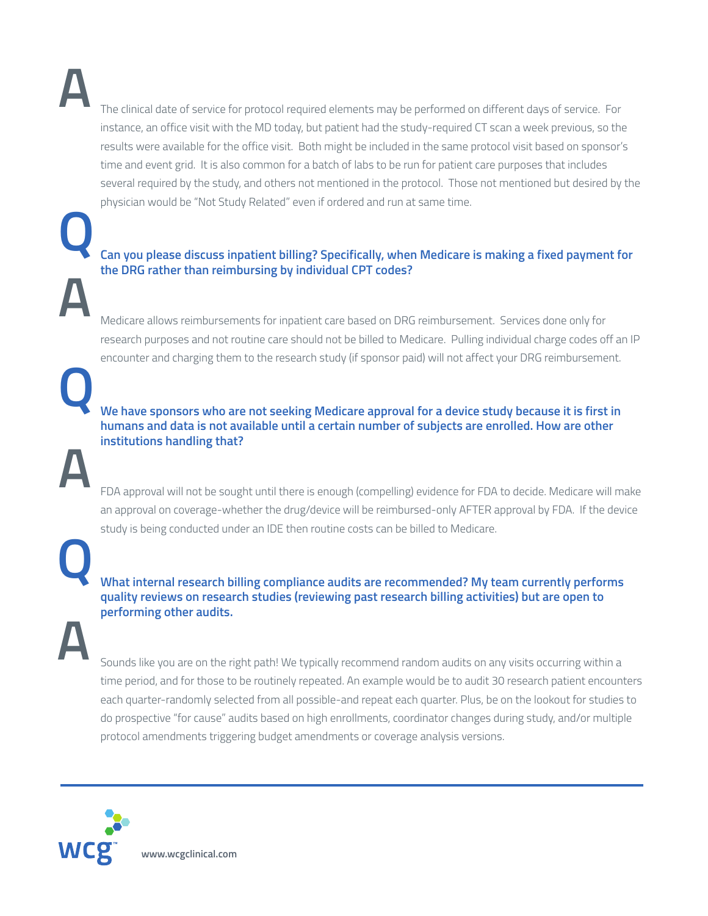**A**

The clinical date of service for protocol required elements may be performed on different days of service. For instance, an office visit with the MD today, but patient had the study-required CT scan a week previous, so the results were available for the office visit. Both might be included in the same protocol visit based on sponsor's time and event grid. It is also common for a batch of labs to be run for patient care purposes that includes several required by the study, and others not mentioned in the protocol. Those not mentioned but desired by the physician would be "Not Study Related" even if ordered and run at same time.

**Q**

**Can you please discuss inpatient billing? Specifically, when Medicare is making a fixed payment for the DRG rather than reimbursing by individual CPT codes?**

**A**

Medicare allows reimbursements for inpatient care based on DRG reimbursement. Services done only for research purposes and not routine care should not be billed to Medicare. Pulling individual charge codes off an IP encounter and charging them to the research study (if sponsor paid) will not affect your DRG reimbursement.

**Q**

**We have sponsors who are not seeking Medicare approval for a device study because it is first in humans and data is not available until a certain number of subjects are enrolled. How are other institutions handling that?**

**A**

FDA approval will not be sought until there is enough (compelling) evidence for FDA to decide. Medicare will make an approval on coverage-whether the drug/device will be reimbursed-only AFTER approval by FDA. If the device study is being conducted under an IDE then routine costs can be billed to Medicare.

**Q**

**What internal research billing compliance audits are recommended? My team currently performs quality reviews on research studies (reviewing past research billing activities) but are open to performing other audits.**

**A**

Sounds like you are on the right path! We typically recommend random audits on any visits occurring within a time period, and for those to be routinely repeated. An example would be to audit 30 research patient encounters each quarter-randomly selected from all possible-and repeat each quarter. Plus, be on the lookout for studies to do prospective "for cause" audits based on high enrollments, coordinator changes during study, and/or multiple protocol amendments triggering budget amendments or coverage analysis versions.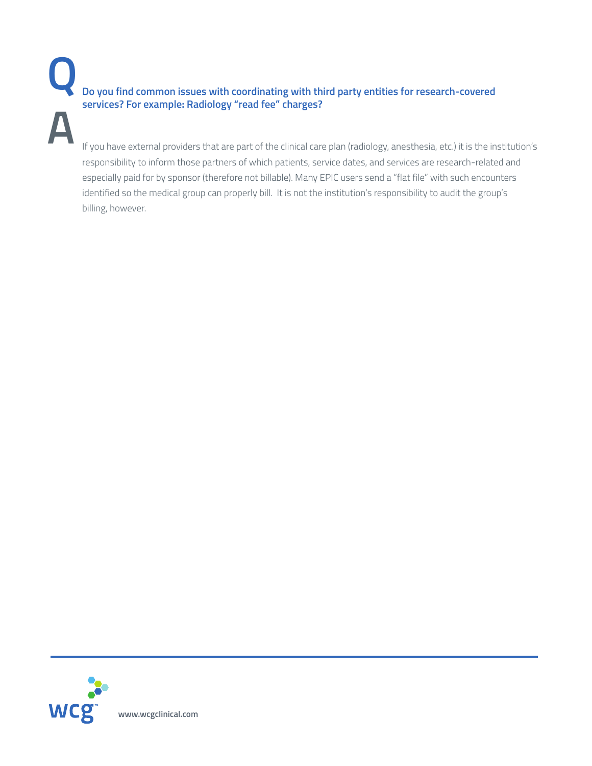**Q** **Do you find common issues with coordinating with third party entities for research-covered services? For example: Radiology "read fee" charges?**

**A** If you have external providers that are part of the clinical care plan (radiology, anesthesia, etc.) it is the institution's responsibility to inform those partners of which patients, service dates, and services are research-related and especially paid for by sponsor (therefore not billable). Many EPIC users send a "flat file" with such encounters identified so the medical group can properly bill. It is not the institution's responsibility to audit the group's billing, however.